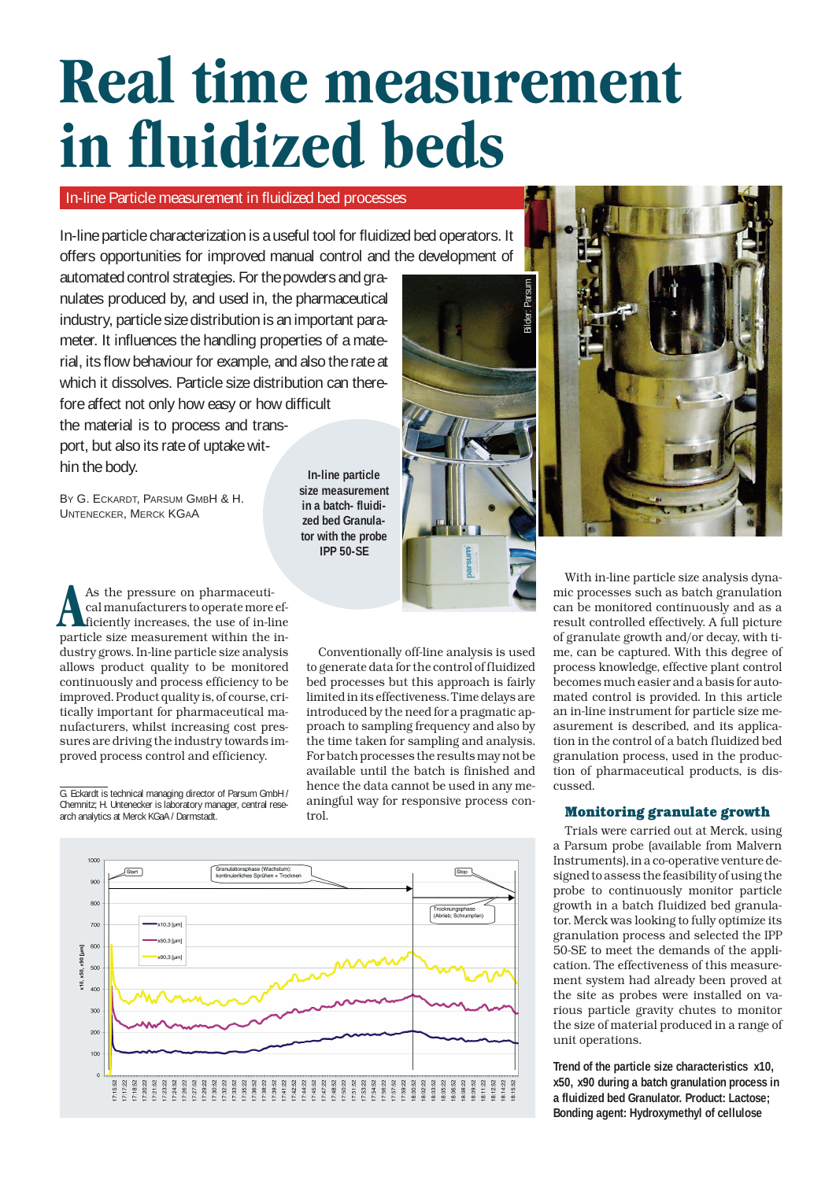# Real time measurement in fluidized beds

## In-line Particle measurement in fluidized bed processes

In-line particle characterization is a useful tool for fluidized bed operators. It offers opportunities for improved manual control and the development of automated control strategies. For the powders and granulates produced by, and used in, the pharmaceutical industry, particle size distribution is an important parameter. It influences the handling properties of a material, its flow behaviour for example, and also the rate at which it dissolves. Particle size distribution can therefore affect not only how easy or how difficult the material is to process and transport, but also its rate of uptake within the body.

By G. Eckardt, Parsum GmbH & H. Untenecker, Merck KGaA

In-line particle size measurement in a batch- fluidized bed Granulator with the probe IPP 50-SE

As the pressure on pharmaceutical manufacturers to operate more efficiently increases, the use of in-line particle size measurement within the industry grows. In-line particle size analysis allows product quality to be monitored continuously and process efficiency to be improved. Product quality is, of course, critically important for pharmaceutical manufacturers, whilst increasing cost pressures are driving the industry towards improved process control and efficiency.

G. Eckardt is technical managing director of Parsum GmbH / Chemnitz; H. Untenecker is laboratory manager, central research analytics at Merck KGaA / Darmstadt.

Conventionally off-line analysis is used to generate data for the control of fluidized bed processes but this approach is fairly limited in its effectiveness. Time delays are introduced by the need for a pragmatic approach to sampling frequency and also by the time taken for sampling and analysis. For batch processes the results may not be available until the batch is finished and hence the data cannot be used in any meaningful way for responsive process control.

With in-line particle size analysis dynamic processes such as batch granulation can be monitored continuously and as a result controlled effectively. A full picture of granulate growth and/or decay, with time, can be captured. With this degree of process knowledge, effective plant control becomes much easier and a basis for automated control is provided. In this article an in-line instrument for particle size measurement is described, and its application in the control of a batch fluidized bed granulation process, used in the production of pharmaceutical products, is discussed.

### Monitoring granulate growth

Trials were carried out at Merck, using a Parsum probe (available from Malvern Instruments), in a co-operative venture designed to assess the feasibility of using the probe to continuously monitor particle growth in a batch fluidized bed granulator. Merck was looking to fully optimize its granulation process and selected the IPP 50-SE to meet the demands of the application. The effectiveness of this measurement system had already been proved at the site as probes were installed on various particle gravity chutes to monitor the size of material produced in a range of unit operations.

**Trend of the particle size characteristics x10, x50, x90 during a batch granulation process in a fluidized bed Granulator. Product: Lactose; Bonding agent: Hydroxymethyl of cellulose**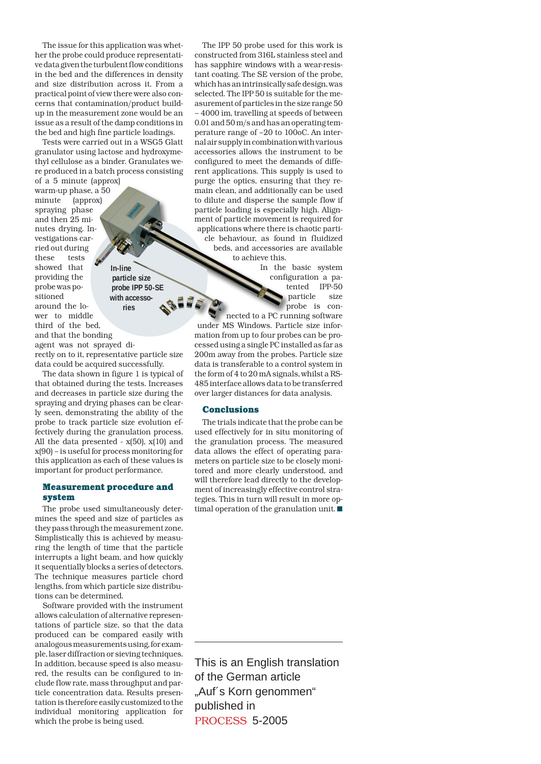The issue for this application was whether the probe could produce representative data given the turbulent flow conditions in the bed and the differences in density and size distribution across it. From a practical point of view there were also concerns that contamination/product build-up in the measurement zone would be an issue as a result of the damp conditions in the bed and high fine particle loadings.

Tests were carried out in a WSG5 Glatt granulator using lactose and hydroxymethyl cellulose as a binder. Granulates were produced in a batch process consisting of a 5 minute (approx) warm-up phase, a 50 minute (approx) spraying phase and then 25 minutes drying. Investigations carried out during these tests showed that providing the probe was positioned around the lower to middle third of the bed, and that the bonding agent was not sprayed directly on to it, representative particle size data could be acquired successfully.

In-line particle size probe IPP 50-SE with accessories

The data shown in figure 1 is typical of that obtained during the tests. Increases and decreases in particle size during the spraying and drying phases can be clearly seen, demonstrating the ability of the probe to track particle size evolution effectively during the granulation process. All the data presented - x(50), x(10) and x(90) – is useful for process monitoring for this application as each of these values is important for product performance.

## Measurement procedure and system

The probe used simultaneously determines the speed and size of particles as they pass through the measurement zone. Simplistically this is achieved by measuring the length of time that the particle interrupts a light beam, and how quickly it sequentially blocks a series of detectors. The technique measures particle chord lengths, from which particle size distributions can be determined.

Software provided with the instrument allows calculation of alternative representations of particle size, so that the data produced can be compared easily with analogous measurements using, for example, laser diffraction or sieving techniques. In addition, because speed is also measured, the results can be configured to include flow rate, mass throughput and particle concentration data. Results presentation is therefore easily customized to the individual monitoring application for which the probe is being used.

The IPP 50 probe used for this work is constructed from 316L stainless steel and has sapphire windows with a wear-resistant coating. The SE version of the probe, which has an intrinsically safe design, was selected. The IPP 50 is suitable for the measurement of particles in the size range 50 – 4000 im, travelling at speeds of between 0.01 and 50 m/s and has an operating temperature range of –20 to 100oC. An internal air supply in combination with various accessories allows the instrument to be configured to meet the demands of different applications. This supply is used to purge the optics, ensuring that they remain clean, and additionally can be used to dilute and disperse the sample flow if particle loading is especially high. Alignment of particle movement is required for applications where there is chaotic particle behaviour, as found in fluidized beds, and accessories are available to achieve this.

In the basic system configuration a patented IPP-50 particle size probe is connected to a PC running software under MS Windows. Particle size information from up to four probes can be processed using a single PC installed as far as 200m away from the probes. Particle size data is transferable to a control system in the form of 4 to 20 mA signals, whilst a RS-485 interface allows data to be transferred over larger distances for data analysis.

## Conclusions

The trials indicate that the probe can be used effectively for in situ monitoring of the granulation process. The measured data allows the effect of operating parameters on particle size to be closely monitored and more clearly understood, and will therefore lead directly to the development of increasingly effective control strategies. This in turn will result in more optimal operation of the granulation unit. ■

---

This is an English translation of the German article „Auf´s Korn genommen“ published in PROCESS 5-2005